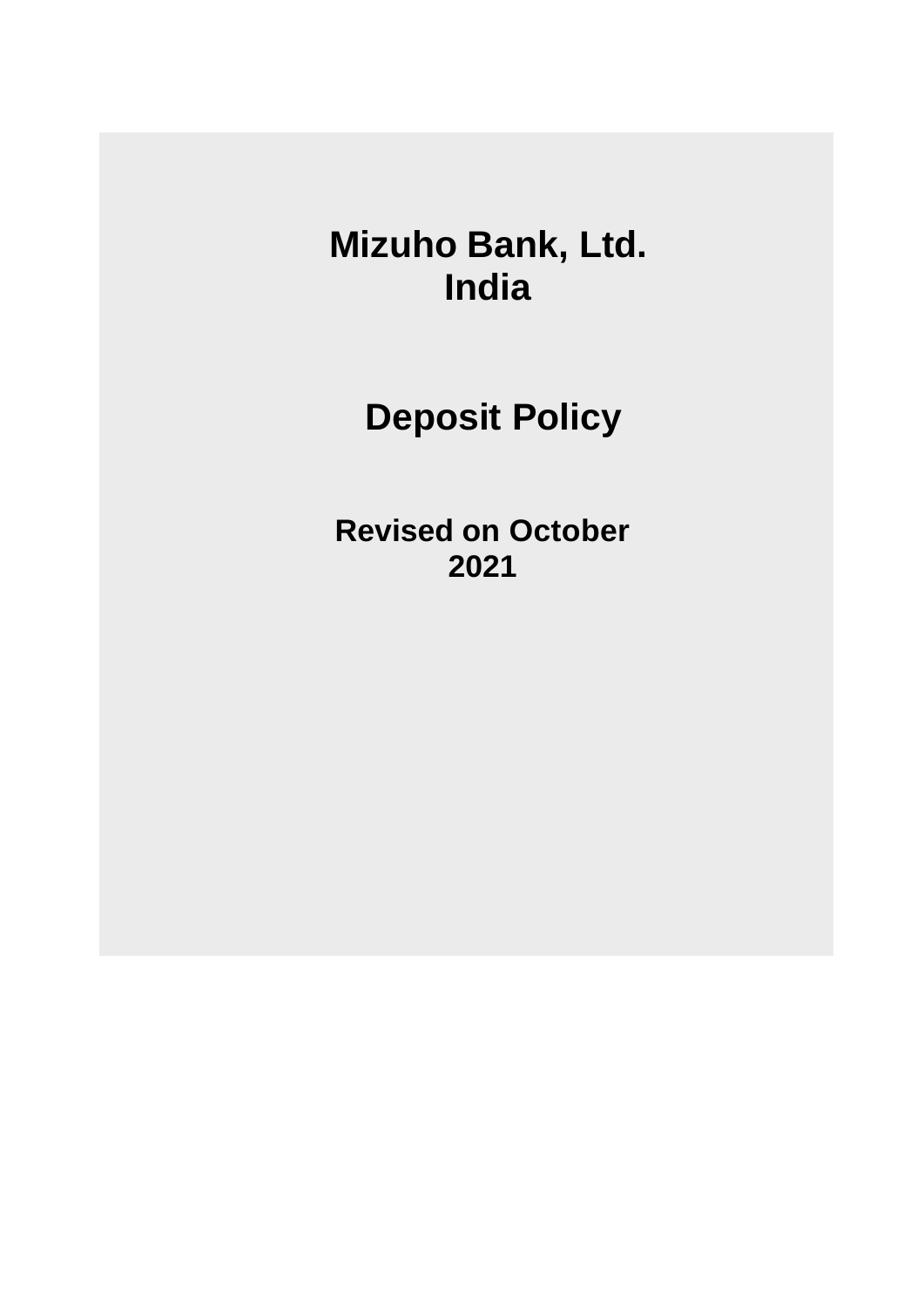# Mizuho Bank, Ltd.
# India

# Deposit Policy

**Revised on October 2021**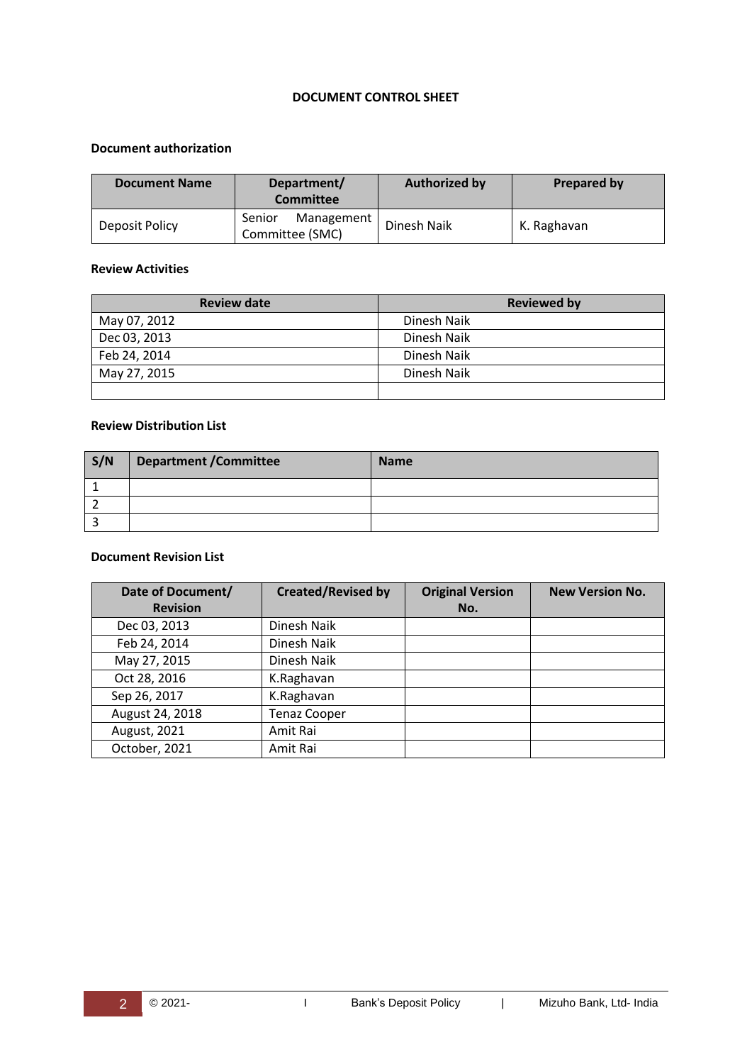## DOCUMENT CONTROL SHEET

### Document authorization

| Document Name | Department/ Committee | Authorized by | Prepared by |
|---|---|---|---|
| Deposit Policy | Senior Management Committee (SMC) | Dinesh Naik | K. Raghavan |

### Review Activities

| Review date | Reviewed by |
|---|---|
| May 07, 2012 | Dinesh Naik |
| Dec 03, 2013 | Dinesh Naik |
| Feb 24, 2014 | Dinesh Naik |
| May 27, 2015 | Dinesh Naik |
| | |

### Review Distribution List

| S/N | Department /Committee | Name |
|---|---|---|
| 1 | | |
| 2 | | |
| 3 | | |

### Document Revision List

| Date of Document/ Revision | Created/Revised by | Original Version No. | New Version No. |
|---|---|---|---|
| Dec 03, 2013 | Dinesh Naik | | |
| Feb 24, 2014 | Dinesh Naik | | |
| May 27, 2015 | Dinesh Naik | | |
| Oct 28, 2016 | K.Raghavan | | |
| Sep 26, 2017 | K.Raghavan | | |
| August 24, 2018 | Tenaz Cooper | | |
| August, 2021 | Amit Rai | | |
| October, 2021 | Amit Rai | | |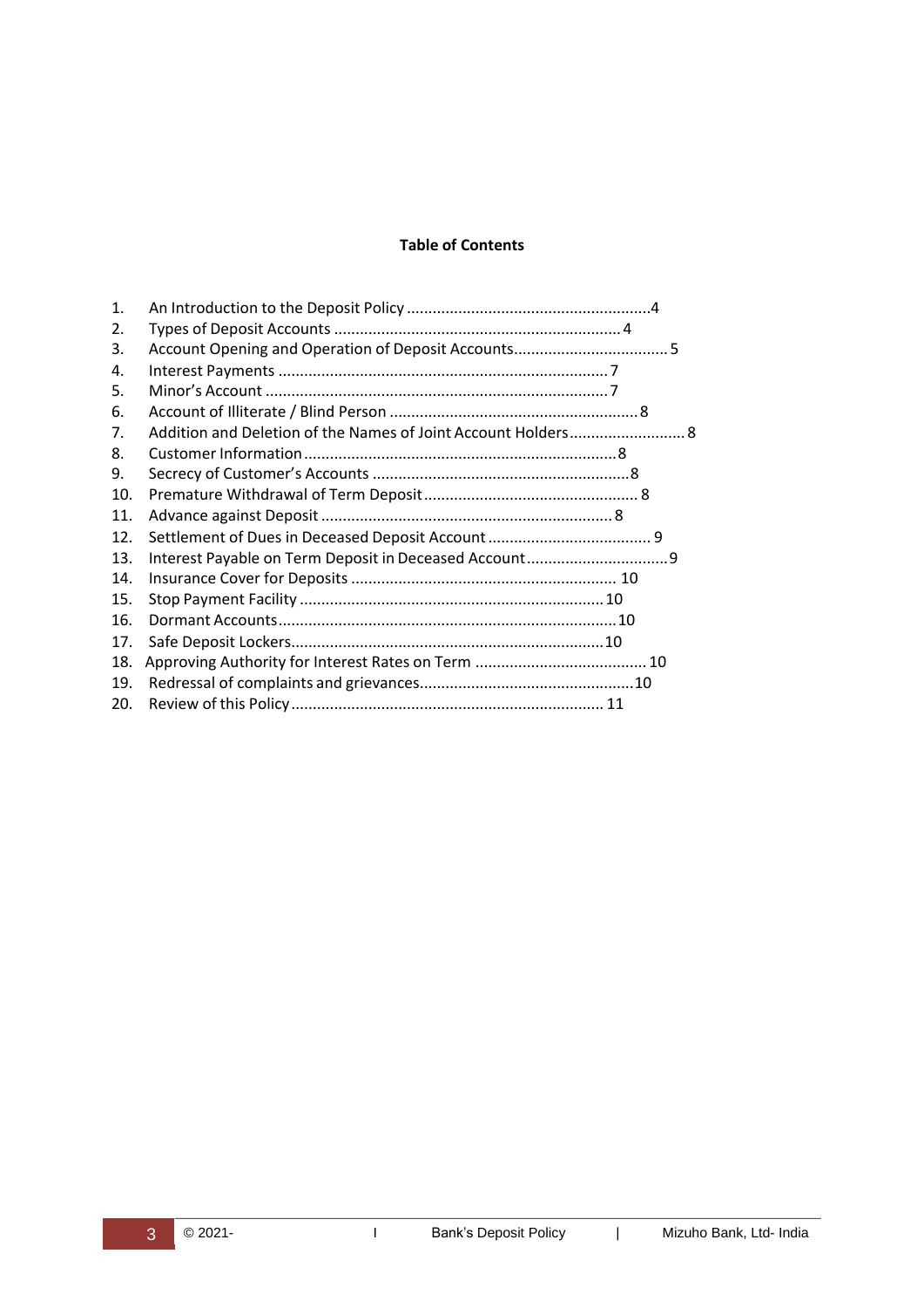**Table of Contents**

1. An Introduction to the Deposit Policy ........................................................4
2. Types of Deposit Accounts .................................................................. 4
3. Account Opening and Operation of Deposit Accounts.................................... 5
4. Interest Payments ............................................................................ 7
5. Minor's Account .............................................................................. 7
6. Account of Illiterate / Blind Person .......................................................... 8
7. Addition and Deletion of the Names of Joint Account Holders........................... 8
8. Customer Information ........................................................................ 8
9. Secrecy of Customer's Accounts ............................................................8
10. Premature Withdrawal of Term Deposit .................................................. 8
11. Advance against Deposit .................................................................. 8
12. Settlement of Dues in Deceased Deposit Account ...................................... 9
13. Interest Payable on Term Deposit in Deceased Account.................................9
14. Insurance Cover for Deposits ............................................................. 10
15. Stop Payment Facility ...................................................................... 10
16. Dormant Accounts............................................................................10
17. Safe Deposit Lockers........................................................................10
18. Approving Authority for Interest Rates on Term ........................................ 10
19. Redressal of complaints and grievances.................................................10
20. Review of this Policy........................................................................ 11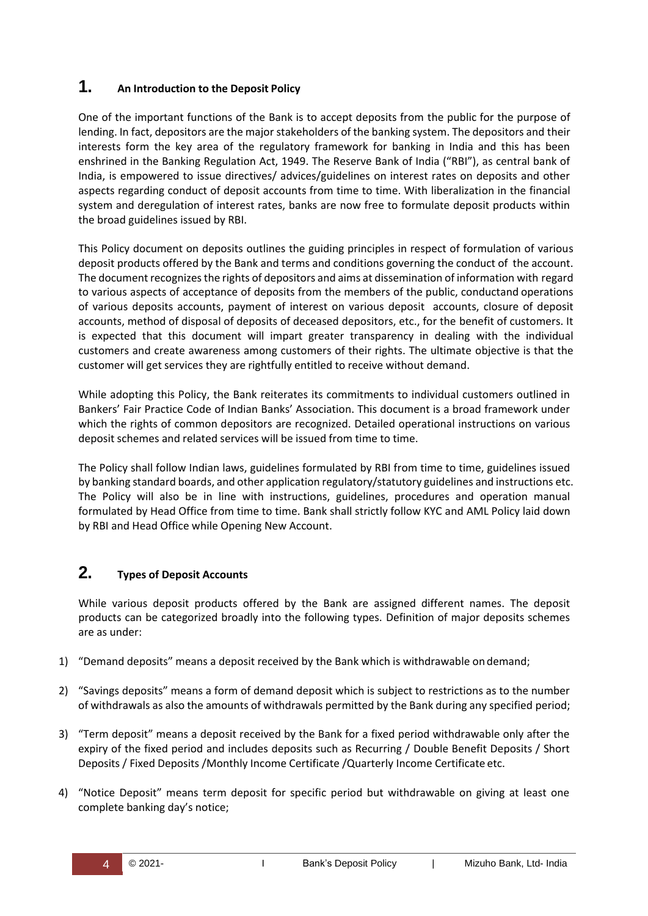## 1. An Introduction to the Deposit Policy

One of the important functions of the Bank is to accept deposits from the public for the purpose of lending. In fact, depositors are the major stakeholders of the banking system. The depositors and their interests form the key area of the regulatory framework for banking in India and this has been enshrined in the Banking Regulation Act, 1949. The Reserve Bank of India ("RBI"), as central bank of India, is empowered to issue directives/ advices/guidelines on interest rates on deposits and other aspects regarding conduct of deposit accounts from time to time. With liberalization in the financial system and deregulation of interest rates, banks are now free to formulate deposit products within the broad guidelines issued by RBI.

This Policy document on deposits outlines the guiding principles in respect of formulation of various deposit products offered by the Bank and terms and conditions governing the conduct of the account. The document recognizes the rights of depositors and aims at dissemination of information with regard to various aspects of acceptance of deposits from the members of the public, conductand operations of various deposits accounts, payment of interest on various deposit accounts, closure of deposit accounts, method of disposal of deposits of deceased depositors, etc., for the benefit of customers. It is expected that this document will impart greater transparency in dealing with the individual customers and create awareness among customers of their rights. The ultimate objective is that the customer will get services they are rightfully entitled to receive without demand.

While adopting this Policy, the Bank reiterates its commitments to individual customers outlined in Bankers' Fair Practice Code of Indian Banks' Association. This document is a broad framework under which the rights of common depositors are recognized. Detailed operational instructions on various deposit schemes and related services will be issued from time to time.

The Policy shall follow Indian laws, guidelines formulated by RBI from time to time, guidelines issued by banking standard boards, and other application regulatory/statutory guidelines and instructions etc. The Policy will also be in line with instructions, guidelines, procedures and operation manual formulated by Head Office from time to time. Bank shall strictly follow KYC and AML Policy laid down by RBI and Head Office while Opening New Account.

## 2. Types of Deposit Accounts

While various deposit products offered by the Bank are assigned different names. The deposit products can be categorized broadly into the following types. Definition of major deposits schemes are as under:

1) "Demand deposits" means a deposit received by the Bank which is withdrawable on demand;

2) "Savings deposits" means a form of demand deposit which is subject to restrictions as to the number of withdrawals as also the amounts of withdrawals permitted by the Bank during any specified period;

3) "Term deposit" means a deposit received by the Bank for a fixed period withdrawable only after the expiry of the fixed period and includes deposits such as Recurring / Double Benefit Deposits / Short Deposits / Fixed Deposits /Monthly Income Certificate /Quarterly Income Certificate etc.

4) "Notice Deposit" means term deposit for specific period but withdrawable on giving at least one complete banking day's notice;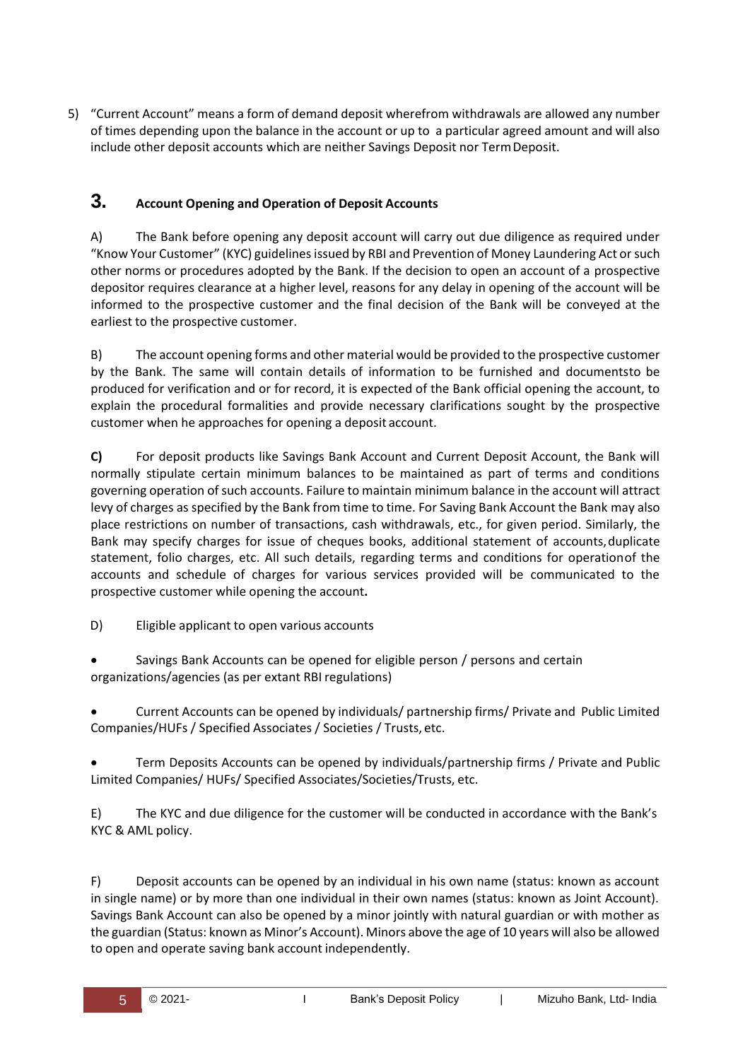5) "Current Account" means a form of demand deposit wherefrom withdrawals are allowed any number of times depending upon the balance in the account or up to a particular agreed amount and will also include other deposit accounts which are neither Savings Deposit nor Term Deposit.

## 3. Account Opening and Operation of Deposit Accounts

A) The Bank before opening any deposit account will carry out due diligence as required under "Know Your Customer" (KYC) guidelines issued by RBI and Prevention of Money Laundering Act or such other norms or procedures adopted by the Bank. If the decision to open an account of a prospective depositor requires clearance at a higher level, reasons for any delay in opening of the account will be informed to the prospective customer and the final decision of the Bank will be conveyed at the earliest to the prospective customer.

B) The account opening forms and other material would be provided to the prospective customer by the Bank. The same will contain details of information to be furnished and documentsto be produced for verification and or for record, it is expected of the Bank official opening the account, to explain the procedural formalities and provide necessary clarifications sought by the prospective customer when he approaches for opening a deposit account.

**C)** For deposit products like Savings Bank Account and Current Deposit Account, the Bank will normally stipulate certain minimum balances to be maintained as part of terms and conditions governing operation of such accounts. Failure to maintain minimum balance in the account will attract levy of charges as specified by the Bank from time to time. For Saving Bank Account the Bank may also place restrictions on number of transactions, cash withdrawals, etc., for given period. Similarly, the Bank may specify charges for issue of cheques books, additional statement of accounts, duplicate statement, folio charges, etc. All such details, regarding terms and conditions for operationof the accounts and schedule of charges for various services provided will be communicated to the prospective customer while opening the account**.**

D) Eligible applicant to open various accounts

- Savings Bank Accounts can be opened for eligible person / persons and certain organizations/agencies (as per extant RBI regulations)

- Current Accounts can be opened by individuals/ partnership firms/ Private and Public Limited Companies/HUFs / Specified Associates / Societies / Trusts, etc.

- Term Deposits Accounts can be opened by individuals/partnership firms / Private and Public Limited Companies/ HUFs/ Specified Associates/Societies/Trusts, etc.

E) The KYC and due diligence for the customer will be conducted in accordance with the Bank's KYC & AML policy.

F) Deposit accounts can be opened by an individual in his own name (status: known as account in single name) or by more than one individual in their own names (status: known as Joint Account). Savings Bank Account can also be opened by a minor jointly with natural guardian or with mother as the guardian (Status: known as Minor's Account). Minors above the age of 10 years will also be allowed to open and operate saving bank account independently.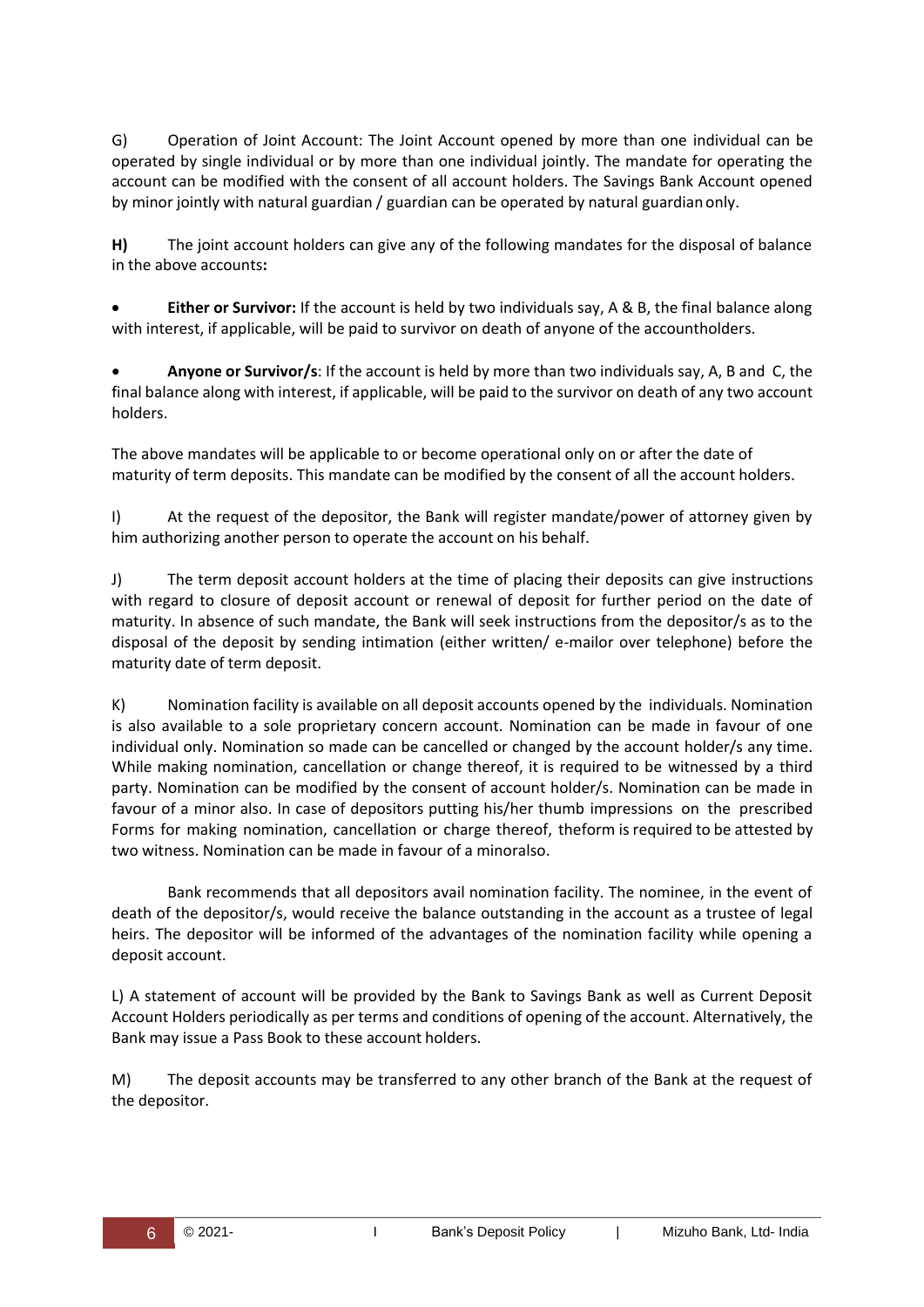G) Operation of Joint Account: The Joint Account opened by more than one individual can be operated by single individual or by more than one individual jointly. The mandate for operating the account can be modified with the consent of all account holders. The Savings Bank Account opened by minor jointly with natural guardian / guardian can be operated by natural guardian only.

**H)** The joint account holders can give any of the following mandates for the disposal of balance in the above accounts**:**

- **Either or Survivor:** If the account is held by two individuals say, A & B, the final balance along with interest, if applicable, will be paid to survivor on death of anyone of the accountholders.

- **Anyone or Survivor/s**: If the account is held by more than two individuals say, A, B and C, the final balance along with interest, if applicable, will be paid to the survivor on death of any two account holders.

The above mandates will be applicable to or become operational only on or after the date of maturity of term deposits. This mandate can be modified by the consent of all the account holders.

I) At the request of the depositor, the Bank will register mandate/power of attorney given by him authorizing another person to operate the account on his behalf.

J) The term deposit account holders at the time of placing their deposits can give instructions with regard to closure of deposit account or renewal of deposit for further period on the date of maturity. In absence of such mandate, the Bank will seek instructions from the depositor/s as to the disposal of the deposit by sending intimation (either written/ e-mailor over telephone) before the maturity date of term deposit.

K) Nomination facility is available on all deposit accounts opened by the individuals. Nomination is also available to a sole proprietary concern account. Nomination can be made in favour of one individual only. Nomination so made can be cancelled or changed by the account holder/s any time. While making nomination, cancellation or change thereof, it is required to be witnessed by a third party. Nomination can be modified by the consent of account holder/s. Nomination can be made in favour of a minor also. In case of depositors putting his/her thumb impressions on the prescribed Forms for making nomination, cancellation or charge thereof, theform is required to be attested by two witness. Nomination can be made in favour of a minoralso.

Bank recommends that all depositors avail nomination facility. The nominee, in the event of death of the depositor/s, would receive the balance outstanding in the account as a trustee of legal heirs. The depositor will be informed of the advantages of the nomination facility while opening a deposit account.

L) A statement of account will be provided by the Bank to Savings Bank as well as Current Deposit Account Holders periodically as per terms and conditions of opening of the account. Alternatively, the Bank may issue a Pass Book to these account holders.

M) The deposit accounts may be transferred to any other branch of the Bank at the request of the depositor.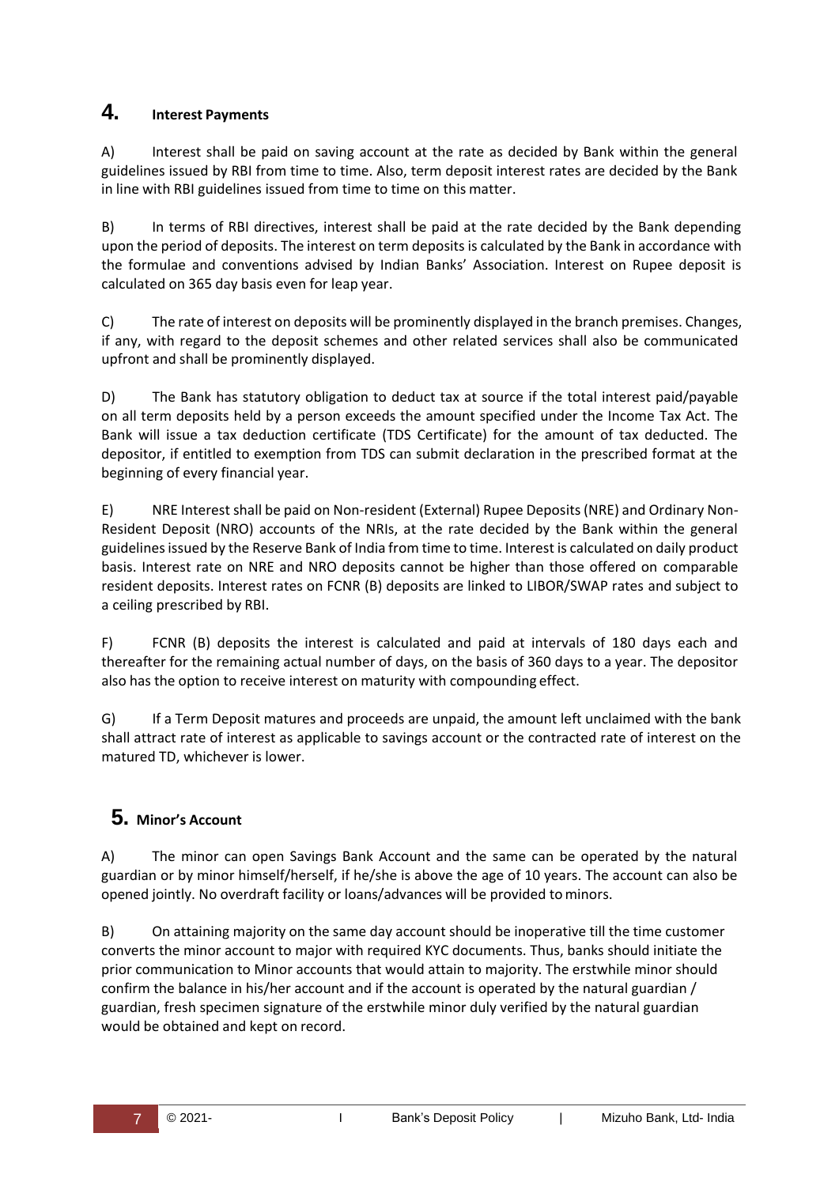## 4. Interest Payments

A) Interest shall be paid on saving account at the rate as decided by Bank within the general guidelines issued by RBI from time to time. Also, term deposit interest rates are decided by the Bank in line with RBI guidelines issued from time to time on this matter.

B) In terms of RBI directives, interest shall be paid at the rate decided by the Bank depending upon the period of deposits. The interest on term deposits is calculated by the Bank in accordance with the formulae and conventions advised by Indian Banks' Association. Interest on Rupee deposit is calculated on 365 day basis even for leap year.

C) The rate of interest on deposits will be prominently displayed in the branch premises. Changes, if any, with regard to the deposit schemes and other related services shall also be communicated upfront and shall be prominently displayed.

D) The Bank has statutory obligation to deduct tax at source if the total interest paid/payable on all term deposits held by a person exceeds the amount specified under the Income Tax Act. The Bank will issue a tax deduction certificate (TDS Certificate) for the amount of tax deducted. The depositor, if entitled to exemption from TDS can submit declaration in the prescribed format at the beginning of every financial year.

E) NRE Interest shall be paid on Non-resident (External) Rupee Deposits (NRE) and Ordinary Non-Resident Deposit (NRO) accounts of the NRIs, at the rate decided by the Bank within the general guidelines issued by the Reserve Bank of India from time to time. Interest is calculated on daily product basis. Interest rate on NRE and NRO deposits cannot be higher than those offered on comparable resident deposits. Interest rates on FCNR (B) deposits are linked to LIBOR/SWAP rates and subject to a ceiling prescribed by RBI.

F) FCNR (B) deposits the interest is calculated and paid at intervals of 180 days each and thereafter for the remaining actual number of days, on the basis of 360 days to a year. The depositor also has the option to receive interest on maturity with compounding effect.

G) If a Term Deposit matures and proceeds are unpaid, the amount left unclaimed with the bank shall attract rate of interest as applicable to savings account or the contracted rate of interest on the matured TD, whichever is lower.

## 5. Minor's Account

A) The minor can open Savings Bank Account and the same can be operated by the natural guardian or by minor himself/herself, if he/she is above the age of 10 years. The account can also be opened jointly. No overdraft facility or loans/advances will be provided to minors.

B) On attaining majority on the same day account should be inoperative till the time customer converts the minor account to major with required KYC documents. Thus, banks should initiate the prior communication to Minor accounts that would attain to majority. The erstwhile minor should confirm the balance in his/her account and if the account is operated by the natural guardian / guardian, fresh specimen signature of the erstwhile minor duly verified by the natural guardian would be obtained and kept on record.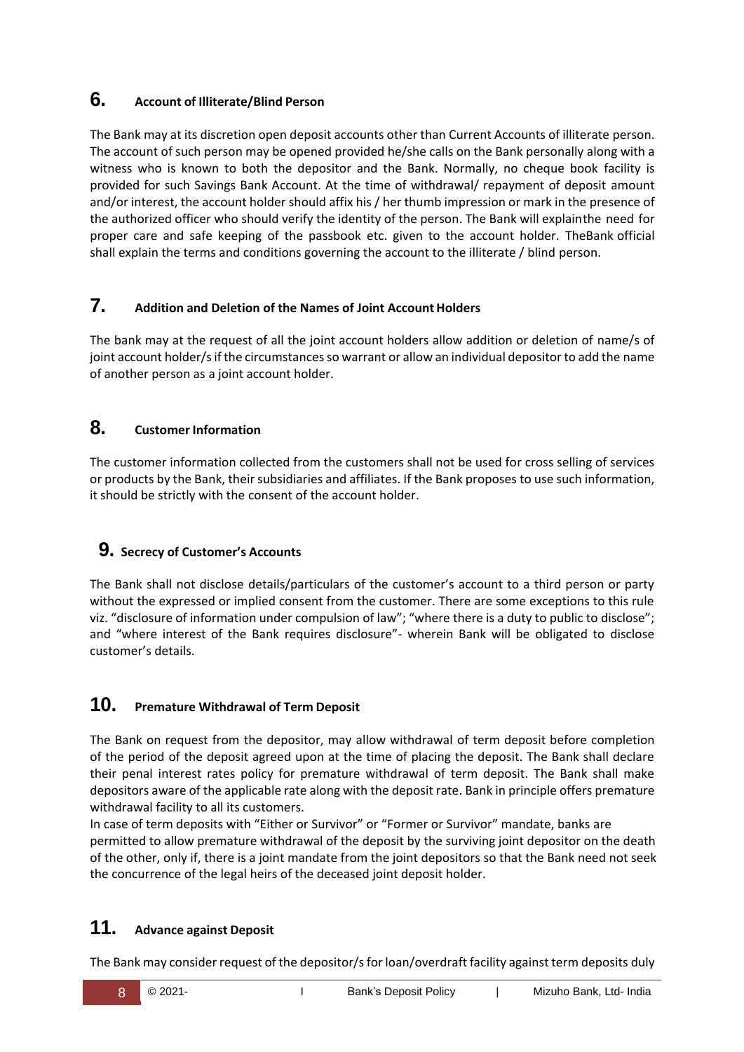## 6. Account of Illiterate/Blind Person

The Bank may at its discretion open deposit accounts other than Current Accounts of illiterate person. The account of such person may be opened provided he/she calls on the Bank personally along with a witness who is known to both the depositor and the Bank. Normally, no cheque book facility is provided for such Savings Bank Account. At the time of withdrawal/ repayment of deposit amount and/or interest, the account holder should affix his / her thumb impression or mark in the presence of the authorized officer who should verify the identity of the person. The Bank will explainthe need for proper care and safe keeping of the passbook etc. given to the account holder. TheBank official shall explain the terms and conditions governing the account to the illiterate / blind person.

## 7. Addition and Deletion of the Names of Joint Account Holders

The bank may at the request of all the joint account holders allow addition or deletion of name/s of joint account holder/s if the circumstances so warrant or allow an individual depositor to add the name of another person as a joint account holder.

## 8. Customer Information

The customer information collected from the customers shall not be used for cross selling of services or products by the Bank, their subsidiaries and affiliates. If the Bank proposes to use such information, it should be strictly with the consent of the account holder.

## 9. Secrecy of Customer's Accounts

The Bank shall not disclose details/particulars of the customer's account to a third person or party without the expressed or implied consent from the customer. There are some exceptions to this rule viz. "disclosure of information under compulsion of law"; "where there is a duty to public to disclose"; and "where interest of the Bank requires disclosure"- wherein Bank will be obligated to disclose customer's details.

## 10. Premature Withdrawal of Term Deposit

The Bank on request from the depositor, may allow withdrawal of term deposit before completion of the period of the deposit agreed upon at the time of placing the deposit. The Bank shall declare their penal interest rates policy for premature withdrawal of term deposit. The Bank shall make depositors aware of the applicable rate along with the deposit rate. Bank in principle offers premature withdrawal facility to all its customers.

In case of term deposits with "Either or Survivor" or "Former or Survivor" mandate, banks are permitted to allow premature withdrawal of the deposit by the surviving joint depositor on the death of the other, only if, there is a joint mandate from the joint depositors so that the Bank need not seek the concurrence of the legal heirs of the deceased joint deposit holder.

## 11. Advance against Deposit

The Bank may consider request of the depositor/s for loan/overdraft facility against term deposits duly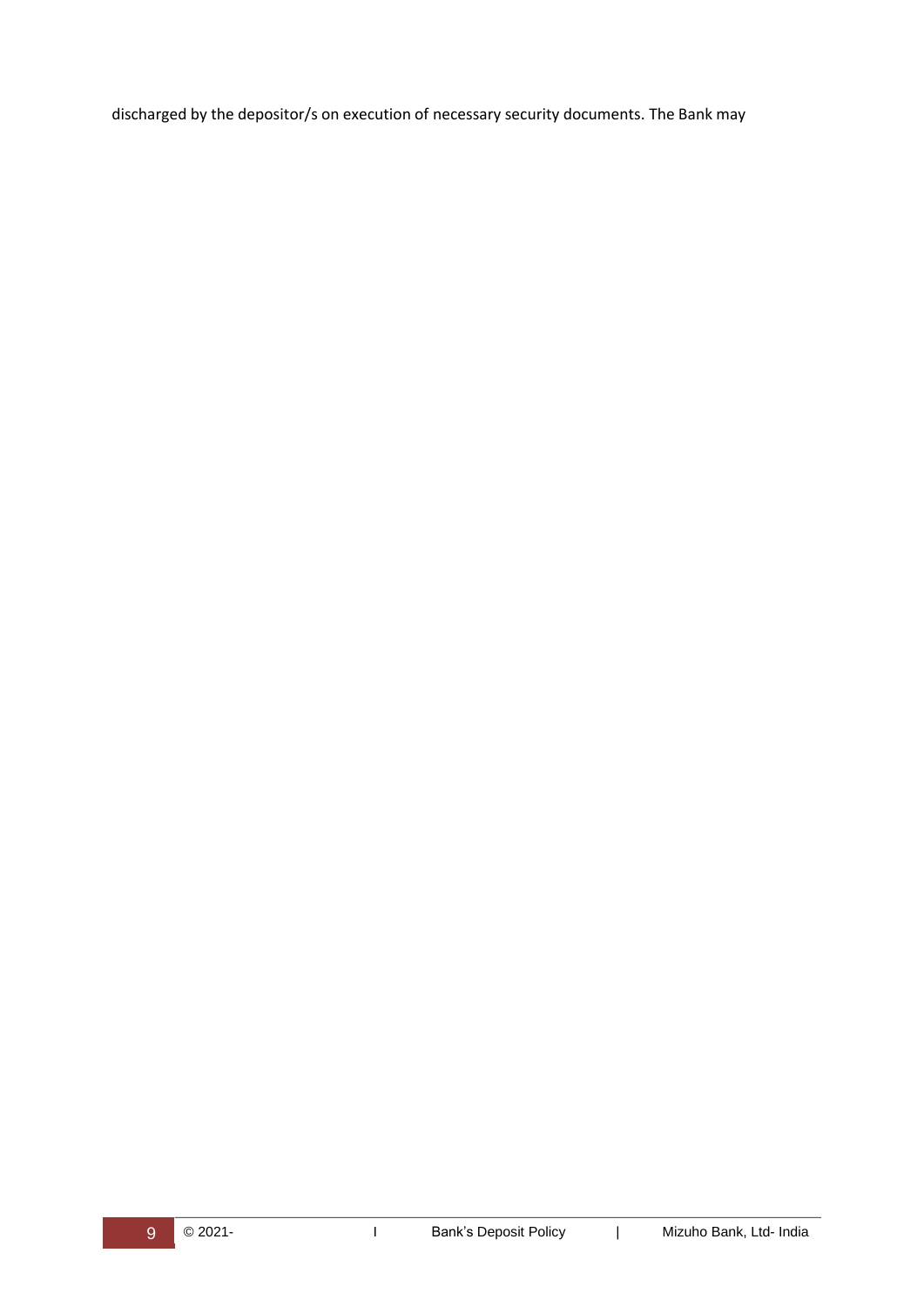discharged by the depositor/s on execution of necessary security documents. The Bank may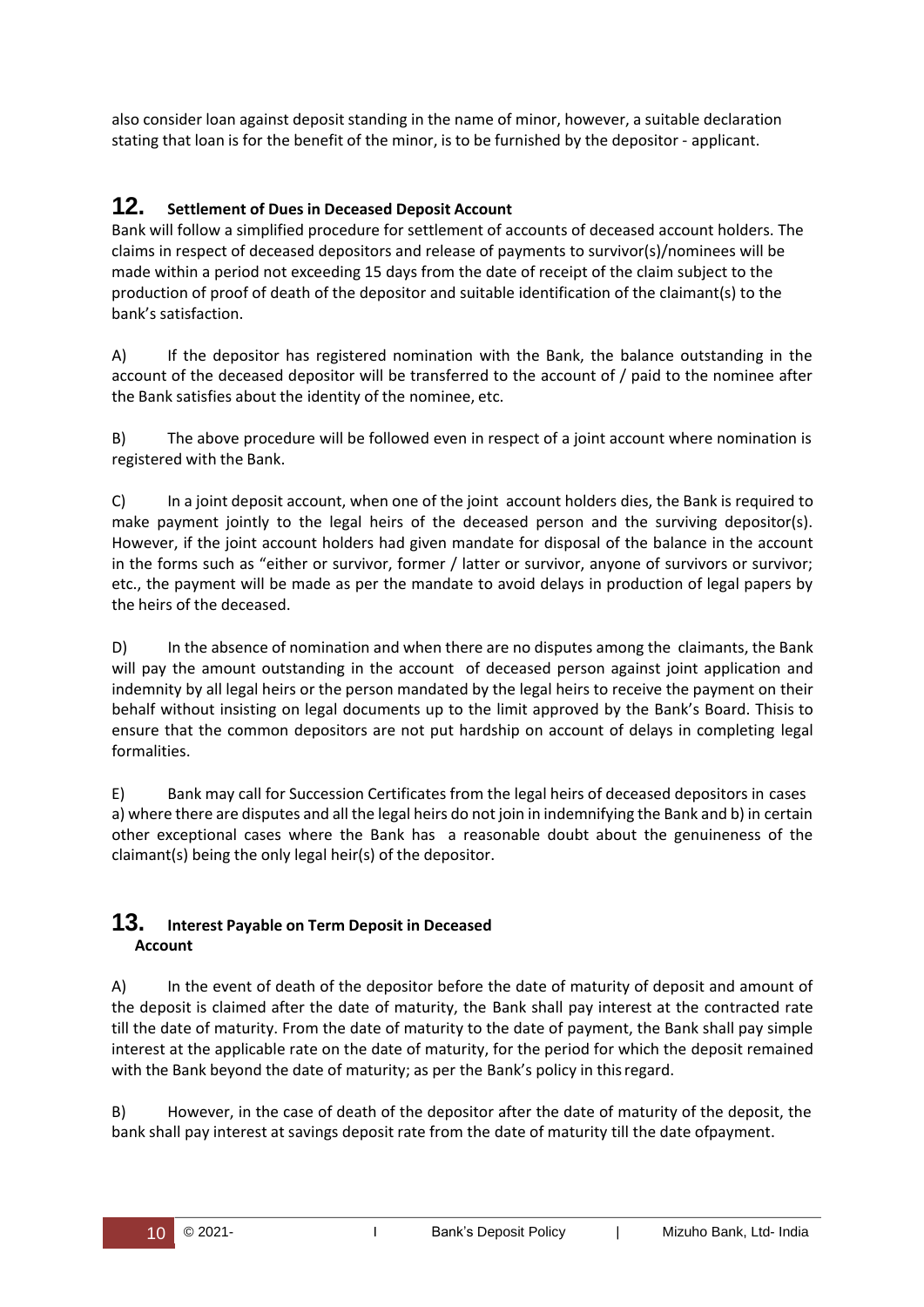also consider loan against deposit standing in the name of minor, however, a suitable declaration stating that loan is for the benefit of the minor, is to be furnished by the depositor - applicant.

## 12. Settlement of Dues in Deceased Deposit Account

Bank will follow a simplified procedure for settlement of accounts of deceased account holders. The claims in respect of deceased depositors and release of payments to survivor(s)/nominees will be made within a period not exceeding 15 days from the date of receipt of the claim subject to the production of proof of death of the depositor and suitable identification of the claimant(s) to the bank's satisfaction.

A) If the depositor has registered nomination with the Bank, the balance outstanding in the account of the deceased depositor will be transferred to the account of / paid to the nominee after the Bank satisfies about the identity of the nominee, etc.

B) The above procedure will be followed even in respect of a joint account where nomination is registered with the Bank.

C) In a joint deposit account, when one of the joint account holders dies, the Bank is required to make payment jointly to the legal heirs of the deceased person and the surviving depositor(s). However, if the joint account holders had given mandate for disposal of the balance in the account in the forms such as "either or survivor, former / latter or survivor, anyone of survivors or survivor; etc., the payment will be made as per the mandate to avoid delays in production of legal papers by the heirs of the deceased.

D) In the absence of nomination and when there are no disputes among the claimants, the Bank will pay the amount outstanding in the account of deceased person against joint application and indemnity by all legal heirs or the person mandated by the legal heirs to receive the payment on their behalf without insisting on legal documents up to the limit approved by the Bank's Board. Thisis to ensure that the common depositors are not put hardship on account of delays in completing legal formalities.

E) Bank may call for Succession Certificates from the legal heirs of deceased depositors in cases a) where there are disputes and all the legal heirs do not join in indemnifying the Bank and b) in certain other exceptional cases where the Bank has a reasonable doubt about the genuineness of the claimant(s) being the only legal heir(s) of the depositor.

## 13. Interest Payable on Term Deposit in Deceased Account

A) In the event of death of the depositor before the date of maturity of deposit and amount of the deposit is claimed after the date of maturity, the Bank shall pay interest at the contracted rate till the date of maturity. From the date of maturity to the date of payment, the Bank shall pay simple interest at the applicable rate on the date of maturity, for the period for which the deposit remained with the Bank beyond the date of maturity; as per the Bank's policy in thisregard.

B) However, in the case of death of the depositor after the date of maturity of the deposit, the bank shall pay interest at savings deposit rate from the date of maturity till the date ofpayment.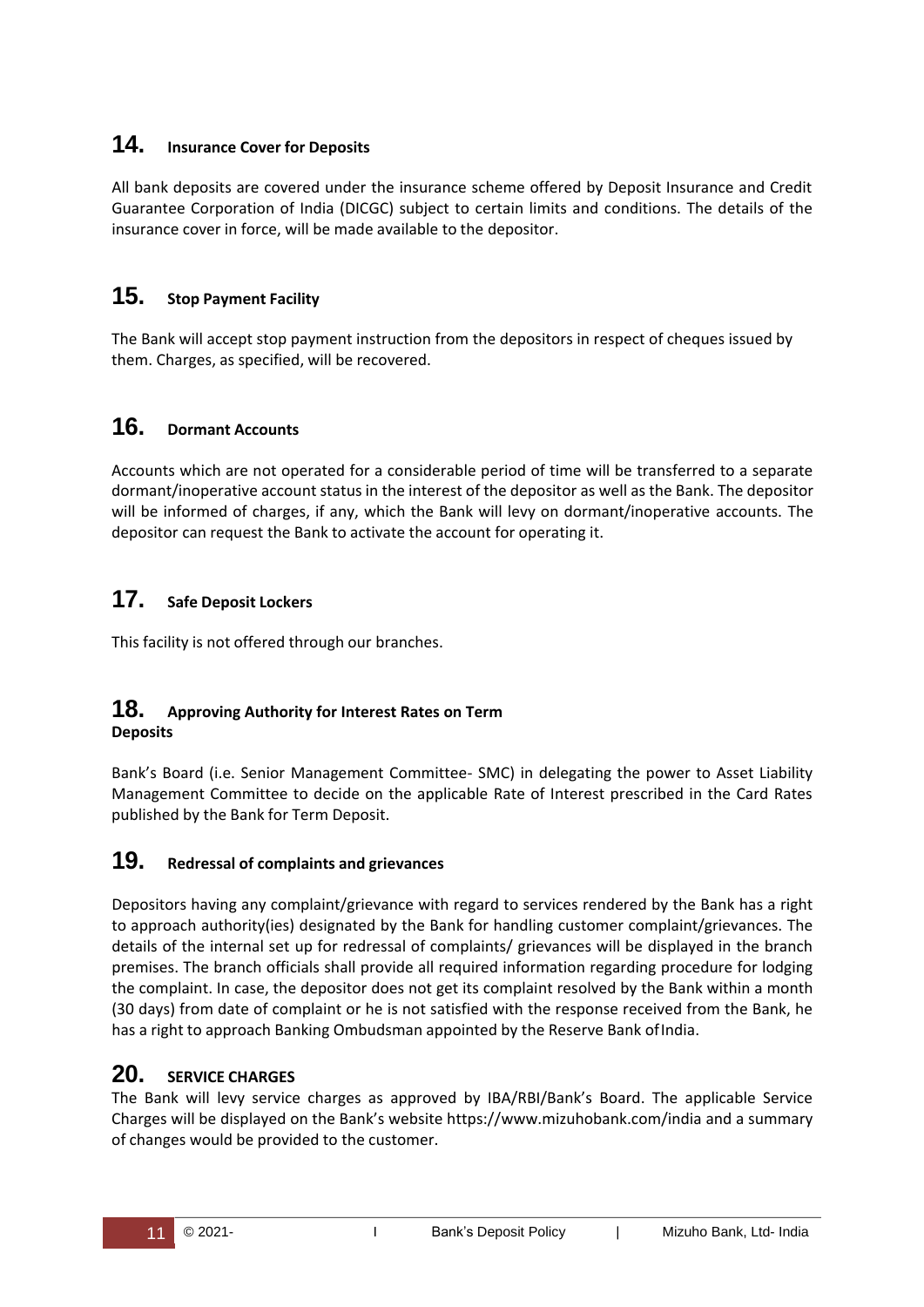## 14. Insurance Cover for Deposits

All bank deposits are covered under the insurance scheme offered by Deposit Insurance and Credit Guarantee Corporation of India (DICGC) subject to certain limits and conditions. The details of the insurance cover in force, will be made available to the depositor.

## 15. Stop Payment Facility

The Bank will accept stop payment instruction from the depositors in respect of cheques issued by them. Charges, as specified, will be recovered.

## 16. Dormant Accounts

Accounts which are not operated for a considerable period of time will be transferred to a separate dormant/inoperative account status in the interest of the depositor as well as the Bank. The depositor will be informed of charges, if any, which the Bank will levy on dormant/inoperative accounts. The depositor can request the Bank to activate the account for operating it.

## 17. Safe Deposit Lockers

This facility is not offered through our branches.

## 18. Approving Authority for Interest Rates on Term Deposits

Bank's Board (i.e. Senior Management Committee- SMC) in delegating the power to Asset Liability Management Committee to decide on the applicable Rate of Interest prescribed in the Card Rates published by the Bank for Term Deposit.

## 19. Redressal of complaints and grievances

Depositors having any complaint/grievance with regard to services rendered by the Bank has a right to approach authority(ies) designated by the Bank for handling customer complaint/grievances. The details of the internal set up for redressal of complaints/ grievances will be displayed in the branch premises. The branch officials shall provide all required information regarding procedure for lodging the complaint. In case, the depositor does not get its complaint resolved by the Bank within a month (30 days) from date of complaint or he is not satisfied with the response received from the Bank, he has a right to approach Banking Ombudsman appointed by the Reserve Bank of India.

## 20. SERVICE CHARGES

The Bank will levy service charges as approved by IBA/RBI/Bank's Board. The applicable Service Charges will be displayed on the Bank's website https://www.mizuhobank.com/india and a summary of changes would be provided to the customer.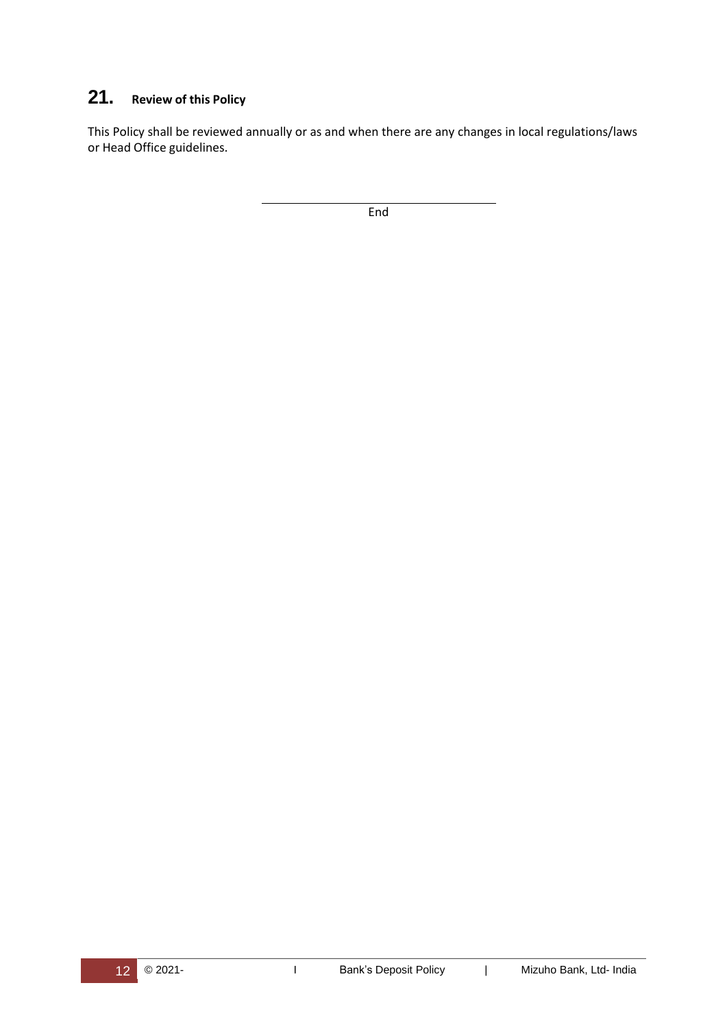## 21. Review of this Policy

This Policy shall be reviewed annually or as and when there are any changes in local regulations/laws or Head Office guidelines.

---

End